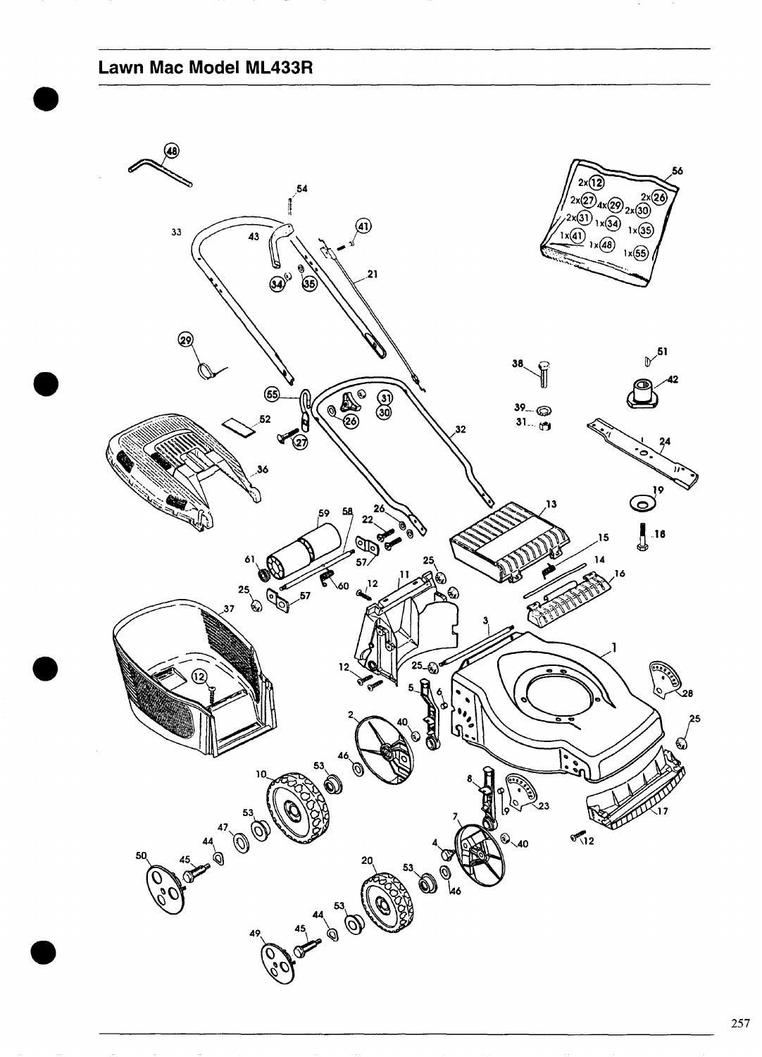# Lawn Mac Model ML433R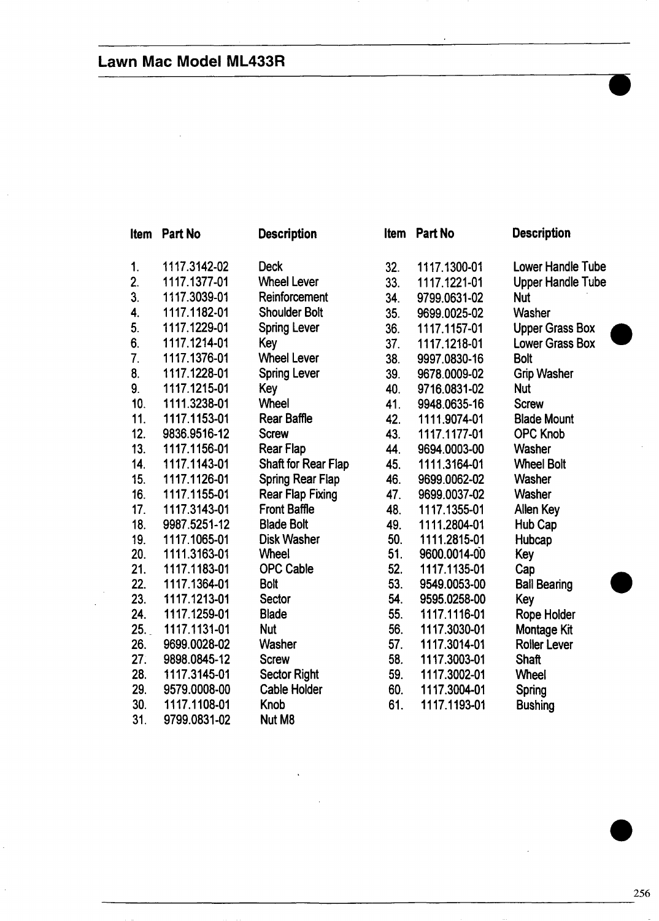## Lawn Mac Model ML433R

| Item | Part No | Description | Item | Part No | Description |
|---|---|---|---|---|---|
| 1. | 1117.3142-02 | Deck | 32. | 1117.1300-01 | Lower Handle Tube |
| 2. | 1117.1377-01 | Wheel Lever | 33. | 1117.1221-01 | Upper Handle Tube |
| 3. | 1117.3039-01 | Reinforcement | 34. | 9799.0631-02 | Nut |
| 4. | 1117.1182-01 | Shoulder Bolt | 35. | 9699.0025-02 | Washer |
| 5. | 1117.1229-01 | Spring Lever | 36. | 1117.1157-01 | Upper Grass Box |
| 6. | 1117.1214-01 | Key | 37. | 1117.1218-01 | Lower Grass Box |
| 7. | 1117.1376-01 | Wheel Lever | 38. | 9997.0830-16 | Bolt |
| 8. | 1117.1228-01 | Spring Lever | 39. | 9678.0009-02 | Grip Washer |
| 9. | 1117.1215-01 | Key | 40. | 9716.0831-02 | Nut |
| 10. | 1111.3238-01 | Wheel | 41. | 9948.0635-16 | Screw |
| 11. | 1117.1153-01 | Rear Baffle | 42. | 1111.9074-01 | Blade Mount |
| 12. | 9836.9516-12 | Screw | 43. | 1117.1177-01 | OPC Knob |
| 13. | 1117.1156-01 | Rear Flap | 44. | 9694.0003-00 | Washer |
| 14. | 1117.1143-01 | Shaft for Rear Flap | 45. | 1111.3164-01 | Wheel Bolt |
| 15. | 1117.1126-01 | Spring Rear Flap | 46. | 9699.0062-02 | Washer |
| 16. | 1117.1155-01 | Rear Flap Fixing | 47. | 9699.0037-02 | Washer |
| 17. | 1117.3143-01 | Front Baffle | 48. | 1117.1355-01 | Allen Key |
| 18. | 9987.5251-12 | Blade Bolt | 49. | 1111.2804-01 | Hub Cap |
| 19. | 1117.1065-01 | Disk Washer | 50. | 1111.2815-01 | Hubcap |
| 20. | 1111.3163-01 | Wheel | 51. | 9600.0014-00 | Key |
| 21. | 1117.1183-01 | OPC Cable | 52. | 1117.1135-01 | Cap |
| 22. | 1117.1364-01 | Bolt | 53. | 9549.0053-00 | Ball Bearing |
| 23. | 1117.1213-01 | Sector | 54. | 9595.0258-00 | Key |
| 24. | 1117.1259-01 | Blade | 55. | 1117.1116-01 | Rope Holder |
| 25. | 1117.1131-01 | Nut | 56. | 1117.3030-01 | Montage Kit |
| 26. | 9699.0028-02 | Washer | 57. | 1117.3014-01 | Roller Lever |
| 27. | 9898.0845-12 | Screw | 58. | 1117.3003-01 | Shaft |
| 28. | 1117.3145-01 | Sector Right | 59. | 1117.3002-01 | Wheel |
| 29. | 9579.0008-00 | Cable Holder | 60. | 1117.3004-01 | Spring |
| 30. | 1117.1108-01 | Knob | 61. | 1117.1193-01 | Bushing |
| 31. | 9799.0831-02 | Nut M8 | | | |